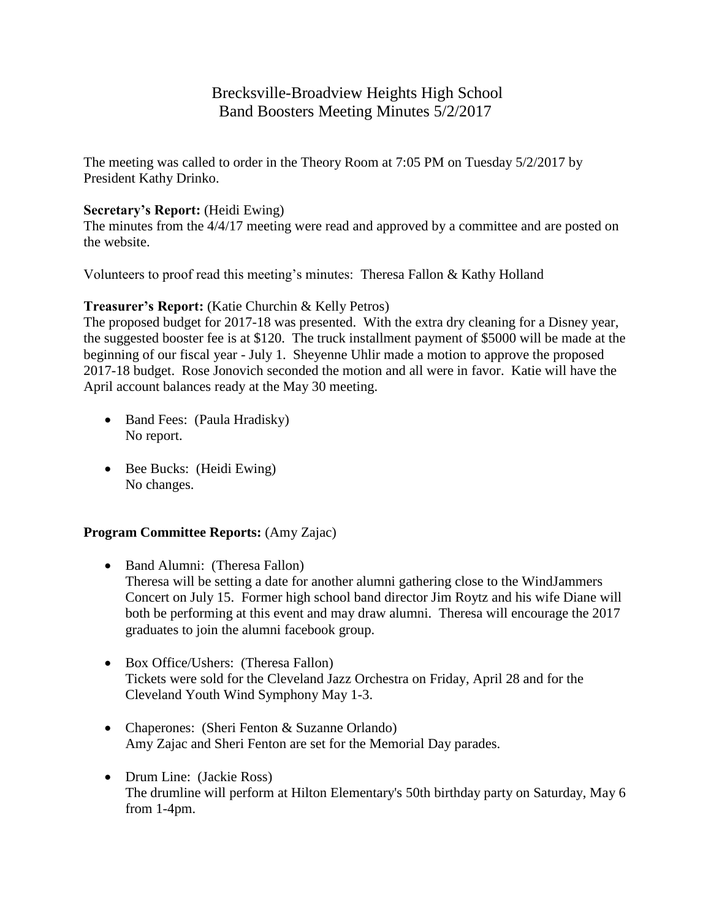# Brecksville-Broadview Heights High School
## Band Boosters Meeting Minutes 5/2/2017

The meeting was called to order in the Theory Room at 7:05 PM on Tuesday 5/2/2017 by President Kathy Drinko.

**Secretary's Report:** (Heidi Ewing)
The minutes from the 4/4/17 meeting were read and approved by a committee and are posted on the website.

Volunteers to proof read this meeting's minutes: Theresa Fallon & Kathy Holland

**Treasurer's Report:** (Katie Churchin & Kelly Petros)
The proposed budget for 2017-18 was presented. With the extra dry cleaning for a Disney year, the suggested booster fee is at $120. The truck installment payment of $5000 will be made at the beginning of our fiscal year - July 1. Sheyenne Uhlir made a motion to approve the proposed 2017-18 budget. Rose Jonovich seconded the motion and all were in favor. Katie will have the April account balances ready at the May 30 meeting.

- Band Fees: (Paula Hradisky)
  No report.

- Bee Bucks: (Heidi Ewing)
  No changes.

**Program Committee Reports:** (Amy Zajac)

- Band Alumni: (Theresa Fallon)
  Theresa will be setting a date for another alumni gathering close to the WindJammers Concert on July 15. Former high school band director Jim Roytz and his wife Diane will both be performing at this event and may draw alumni. Theresa will encourage the 2017 graduates to join the alumni facebook group.

- Box Office/Ushers: (Theresa Fallon)
  Tickets were sold for the Cleveland Jazz Orchestra on Friday, April 28 and for the Cleveland Youth Wind Symphony May 1-3.

- Chaperones: (Sheri Fenton & Suzanne Orlando)
  Amy Zajac and Sheri Fenton are set for the Memorial Day parades.

- Drum Line: (Jackie Ross)
  The drumline will perform at Hilton Elementary's 50th birthday party on Saturday, May 6 from 1-4pm.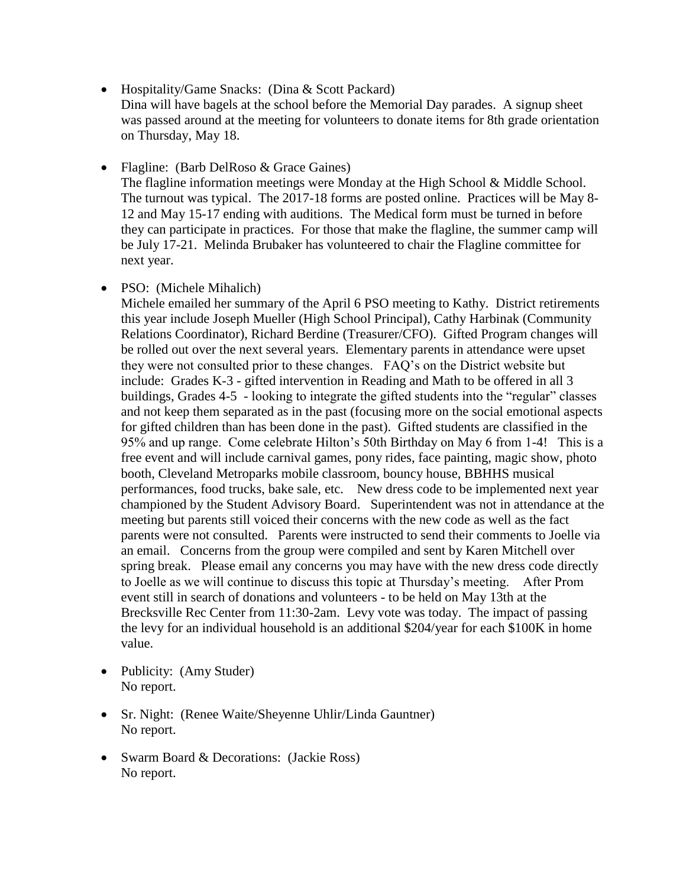- Hospitality/Game Snacks: (Dina & Scott Packard)
  Dina will have bagels at the school before the Memorial Day parades. A signup sheet was passed around at the meeting for volunteers to donate items for 8th grade orientation on Thursday, May 18.

- Flagline: (Barb DelRoso & Grace Gaines)
  The flagline information meetings were Monday at the High School & Middle School. The turnout was typical. The 2017-18 forms are posted online. Practices will be May 8-12 and May 15-17 ending with auditions. The Medical form must be turned in before they can participate in practices. For those that make the flagline, the summer camp will be July 17-21. Melinda Brubaker has volunteered to chair the Flagline committee for next year.

- PSO: (Michele Mihalich)
  Michele emailed her summary of the April 6 PSO meeting to Kathy. District retirements this year include Joseph Mueller (High School Principal), Cathy Harbinak (Community Relations Coordinator), Richard Berdine (Treasurer/CFO). Gifted Program changes will be rolled out over the next several years. Elementary parents in attendance were upset they were not consulted prior to these changes. FAQ's on the District website but include: Grades K-3 - gifted intervention in Reading and Math to be offered in all 3 buildings, Grades 4-5 - looking to integrate the gifted students into the "regular" classes and not keep them separated as in the past (focusing more on the social emotional aspects for gifted children than has been done in the past). Gifted students are classified in the 95% and up range. Come celebrate Hilton's 50th Birthday on May 6 from 1-4! This is a free event and will include carnival games, pony rides, face painting, magic show, photo booth, Cleveland Metroparks mobile classroom, bouncy house, BBHHS musical performances, food trucks, bake sale, etc. New dress code to be implemented next year championed by the Student Advisory Board. Superintendent was not in attendance at the meeting but parents still voiced their concerns with the new code as well as the fact parents were not consulted. Parents were instructed to send their comments to Joelle via an email. Concerns from the group were compiled and sent by Karen Mitchell over spring break. Please email any concerns you may have with the new dress code directly to Joelle as we will continue to discuss this topic at Thursday's meeting. After Prom event still in search of donations and volunteers - to be held on May 13th at the Brecksville Rec Center from 11:30-2am. Levy vote was today. The impact of passing the levy for an individual household is an additional $204/year for each $100K in home value.

- Publicity: (Amy Studer)
  No report.

- Sr. Night: (Renee Waite/Sheyenne Uhlir/Linda Gauntner)
  No report.

- Swarm Board & Decorations: (Jackie Ross)
  No report.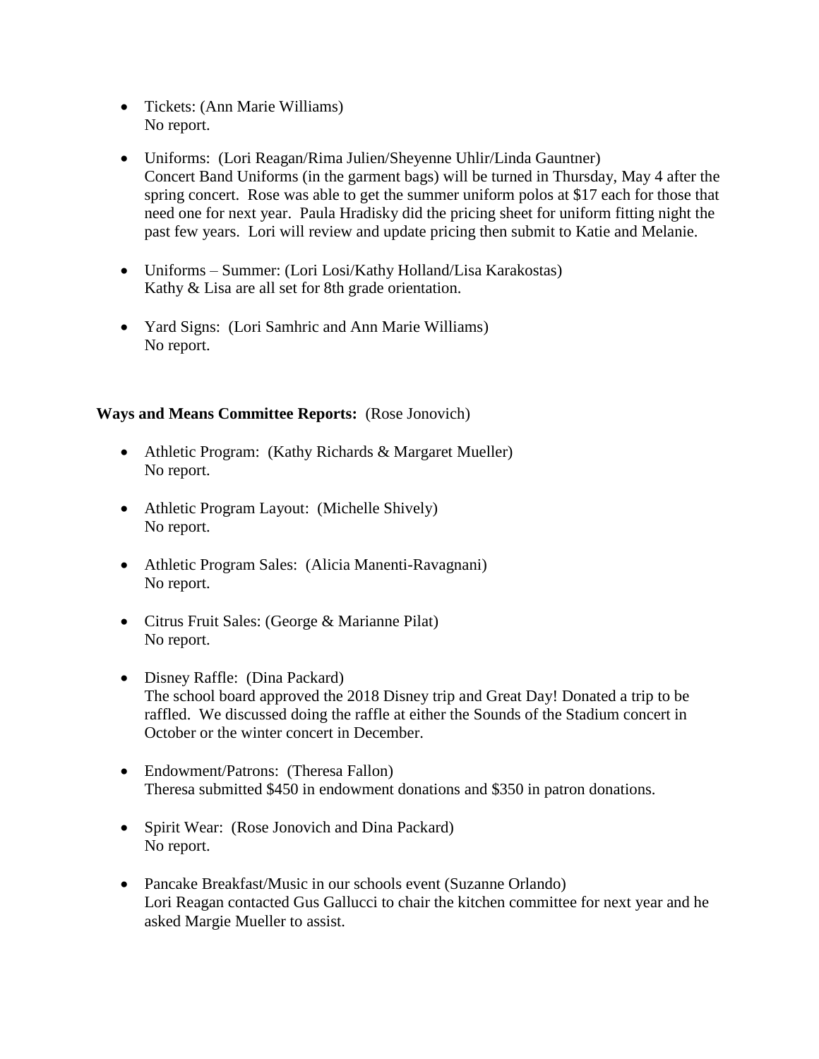- Tickets: (Ann Marie Williams)
  No report.

- Uniforms: (Lori Reagan/Rima Julien/Sheyenne Uhlir/Linda Gauntner)
  Concert Band Uniforms (in the garment bags) will be turned in Thursday, May 4 after the spring concert. Rose was able to get the summer uniform polos at $17 each for those that need one for next year. Paula Hradisky did the pricing sheet for uniform fitting night the past few years. Lori will review and update pricing then submit to Katie and Melanie.

- Uniforms – Summer: (Lori Losi/Kathy Holland/Lisa Karakostas)
  Kathy & Lisa are all set for 8th grade orientation.

- Yard Signs: (Lori Samhric and Ann Marie Williams)
  No report.

**Ways and Means Committee Reports:** (Rose Jonovich)

- Athletic Program: (Kathy Richards & Margaret Mueller)
  No report.

- Athletic Program Layout: (Michelle Shively)
  No report.

- Athletic Program Sales: (Alicia Manenti-Ravagnani)
  No report.

- Citrus Fruit Sales: (George & Marianne Pilat)
  No report.

- Disney Raffle: (Dina Packard)
  The school board approved the 2018 Disney trip and Great Day! Donated a trip to be raffled. We discussed doing the raffle at either the Sounds of the Stadium concert in October or the winter concert in December.

- Endowment/Patrons: (Theresa Fallon)
  Theresa submitted $450 in endowment donations and $350 in patron donations.

- Spirit Wear: (Rose Jonovich and Dina Packard)
  No report.

- Pancake Breakfast/Music in our schools event (Suzanne Orlando)
  Lori Reagan contacted Gus Gallucci to chair the kitchen committee for next year and he asked Margie Mueller to assist.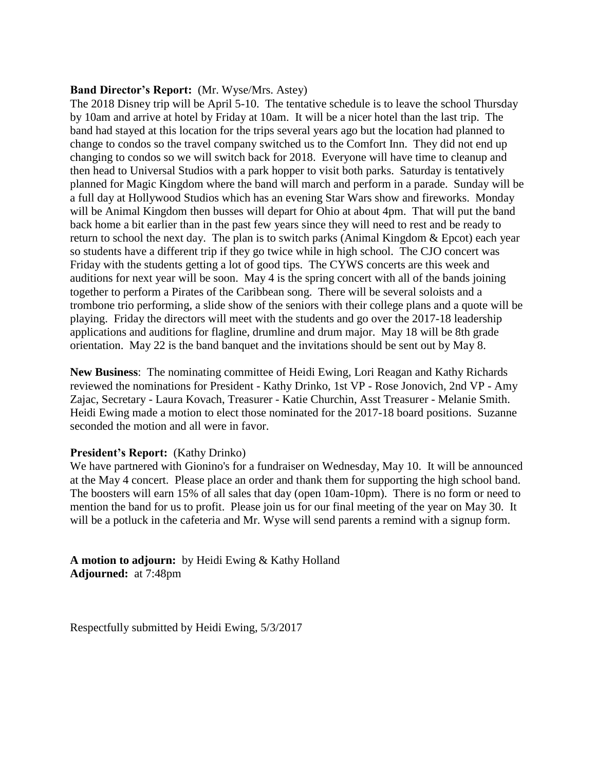**Band Director's Report:** (Mr. Wyse/Mrs. Astey)
The 2018 Disney trip will be April 5-10. The tentative schedule is to leave the school Thursday by 10am and arrive at hotel by Friday at 10am. It will be a nicer hotel than the last trip. The band had stayed at this location for the trips several years ago but the location had planned to change to condos so the travel company switched us to the Comfort Inn. They did not end up changing to condos so we will switch back for 2018. Everyone will have time to cleanup and then head to Universal Studios with a park hopper to visit both parks. Saturday is tentatively planned for Magic Kingdom where the band will march and perform in a parade. Sunday will be a full day at Hollywood Studios which has an evening Star Wars show and fireworks. Monday will be Animal Kingdom then busses will depart for Ohio at about 4pm. That will put the band back home a bit earlier than in the past few years since they will need to rest and be ready to return to school the next day. The plan is to switch parks (Animal Kingdom & Epcot) each year so students have a different trip if they go twice while in high school. The CJO concert was Friday with the students getting a lot of good tips. The CYWS concerts are this week and auditions for next year will be soon. May 4 is the spring concert with all of the bands joining together to perform a Pirates of the Caribbean song. There will be several soloists and a trombone trio performing, a slide show of the seniors with their college plans and a quote will be playing. Friday the directors will meet with the students and go over the 2017-18 leadership applications and auditions for flagline, drumline and drum major. May 18 will be 8th grade orientation. May 22 is the band banquet and the invitations should be sent out by May 8.

**New Business**: The nominating committee of Heidi Ewing, Lori Reagan and Kathy Richards reviewed the nominations for President - Kathy Drinko, 1st VP - Rose Jonovich, 2nd VP - Amy Zajac, Secretary - Laura Kovach, Treasurer - Katie Churchin, Asst Treasurer - Melanie Smith. Heidi Ewing made a motion to elect those nominated for the 2017-18 board positions. Suzanne seconded the motion and all were in favor.

**President's Report:** (Kathy Drinko)
We have partnered with Gionino's for a fundraiser on Wednesday, May 10. It will be announced at the May 4 concert. Please place an order and thank them for supporting the high school band. The boosters will earn 15% of all sales that day (open 10am-10pm). There is no form or need to mention the band for us to profit. Please join us for our final meeting of the year on May 30. It will be a potluck in the cafeteria and Mr. Wyse will send parents a remind with a signup form.

**A motion to adjourn:** by Heidi Ewing & Kathy Holland
**Adjourned:** at 7:48pm

Respectfully submitted by Heidi Ewing, 5/3/2017